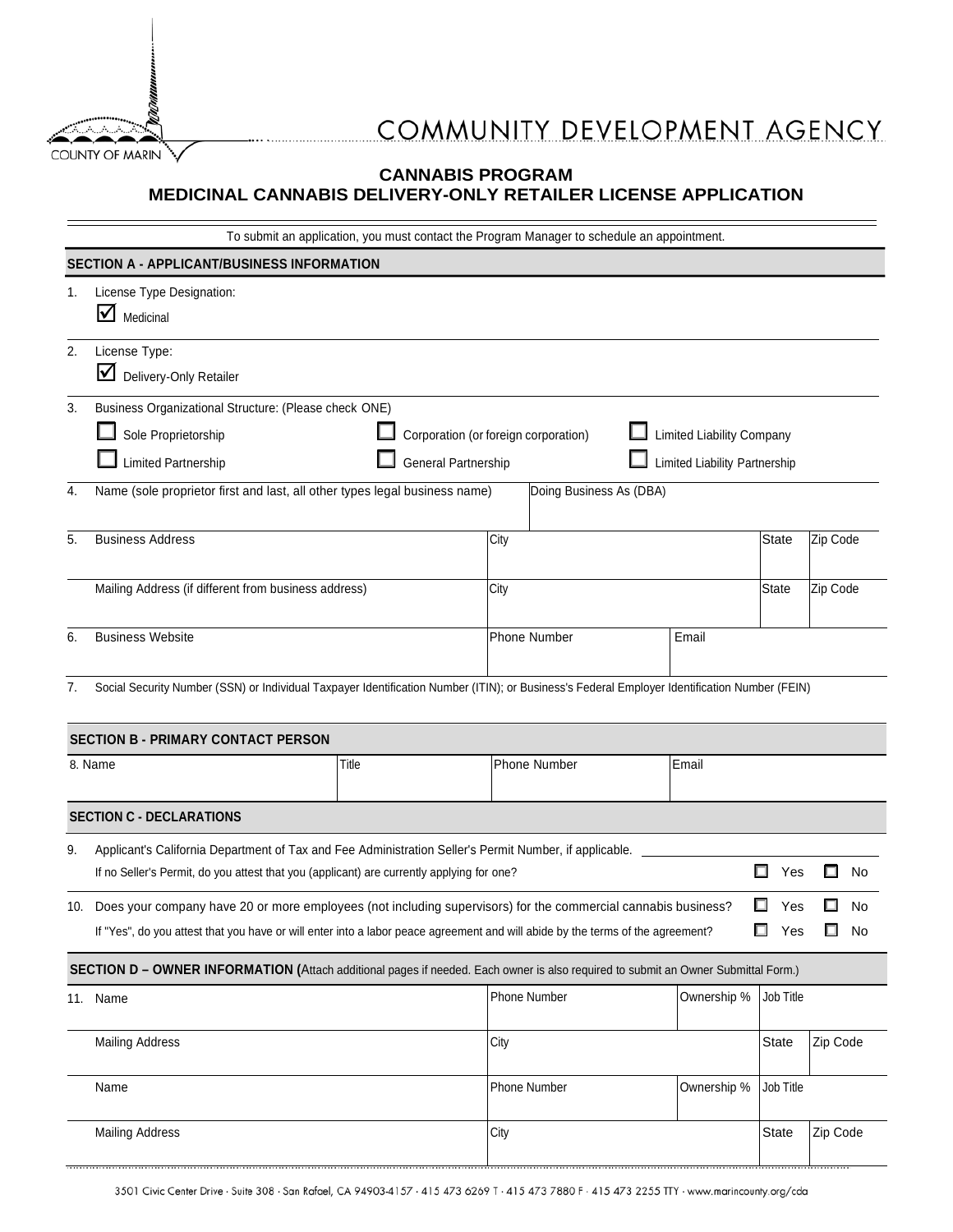COUNTY OF MARIN

# COMMUNITY DEVELOPMENT AGENCY

## CANNABIS PROGRAM
## MEDICINAL CANNABIS DELIVERY-ONLY RETAILER LICENSE APPLICATION

To submit an application, you must contact the Program Manager to schedule an appointment.

### SECTION A - APPLICANT/BUSINESS INFORMATION

1. License Type Designation:

   ☑ Medicinal

2. License Type:

   ☑ Delivery-Only Retailer

3. Business Organizational Structure: (Please check ONE)

   ☐ Sole Proprietorship ☐ Corporation (or foreign corporation) ☐ Limited Liability Company

   ☐ Limited Partnership ☐ General Partnership ☐ Limited Liability Partnership

| | | | | |
|---|---|---|---|---|
| 4. Name (sole proprietor first and last, all other types legal business name) | Doing Business As (DBA) | | | |
| 5. Business Address | City | | State | Zip Code |
| Mailing Address (if different from business address) | City | | State | Zip Code |
| 6. Business Website | Phone Number | Email | | |

7. Social Security Number (SSN) or Individual Taxpayer Identification Number (ITIN); or Business's Federal Employer Identification Number (FEIN)

### SECTION B - PRIMARY CONTACT PERSON

| 8. Name | Title | Phone Number | Email |
|---|---|---|---|
| | | | |

### SECTION C - DECLARATIONS

9. Applicant's California Department of Tax and Fee Administration Seller's Permit Number, if applicable. ____________

   If no Seller's Permit, do you attest that you (applicant) are currently applying for one? ☐ Yes ☐ No

10. Does your company have 20 or more employees (not including supervisors) for the commercial cannabis business? ☐ Yes ☐ No

    If "Yes", do you attest that you have or will enter into a labor peace agreement and will abide by the terms of the agreement? ☐ Yes ☐ No

### SECTION D – OWNER INFORMATION (Attach additional pages if needed. Each owner is also required to submit an Owner Submittal Form.)

| | | | | |
|---|---|---|---|---|
| 11. Name | Phone Number | Ownership % | Job Title | |
| Mailing Address | City | | State | Zip Code |
| Name | Phone Number | Ownership % | Job Title | |
| Mailing Address | City | | State | Zip Code |

3501 Civic Center Drive · Suite 308 · San Rafael, CA 94903-4157 · 415 473 6269 T · 415 473 7880 F · 415 473 2255 TTY · www.marincounty.org/cda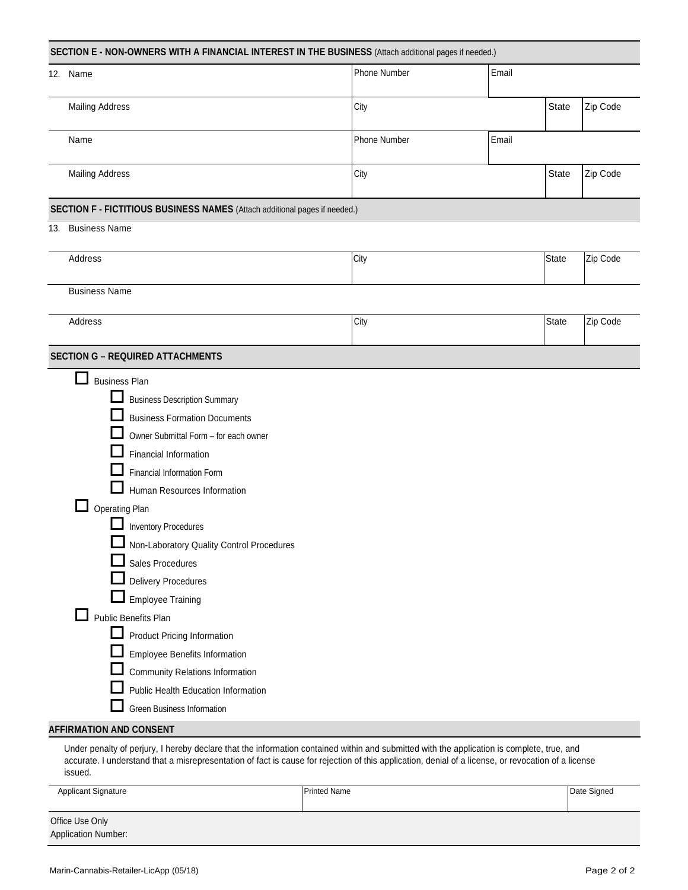## SECTION E - NON-OWNERS WITH A FINANCIAL INTEREST IN THE BUSINESS (Attach additional pages if needed.)

| | | | | |
|---|---|---|---|---|
| 12. Name | Phone Number | Email | | |
| Mailing Address | City | | State | Zip Code |
| Name | Phone Number | Email | | |
| Mailing Address | City | | State | Zip Code |

## SECTION F - FICTITIOUS BUSINESS NAMES (Attach additional pages if needed.)

| | | | |
|---|---|---|---|
| 13. Business Name | | | |
| Address | City | State | Zip Code |
| Business Name | | | |
| Address | City | State | Zip Code |

## SECTION G – REQUIRED ATTACHMENTS

- ☐ Business Plan
  - ☐ Business Description Summary
  - ☐ Business Formation Documents
  - ☐ Owner Submittal Form – for each owner
  - ☐ Financial Information
  - ☐ Financial Information Form
  - ☐ Human Resources Information
- ☐ Operating Plan
  - ☐ Inventory Procedures
  - ☐ Non-Laboratory Quality Control Procedures
  - ☐ Sales Procedures
  - ☐ Delivery Procedures
  - ☐ Employee Training
- ☐ Public Benefits Plan
  - ☐ Product Pricing Information
  - ☐ Employee Benefits Information
  - ☐ Community Relations Information
  - ☐ Public Health Education Information
  - ☐ Green Business Information

## AFFIRMATION AND CONSENT

Under penalty of perjury, I hereby declare that the information contained within and submitted with the application is complete, true, and accurate. I understand that a misrepresentation of fact is cause for rejection of this application, denial of a license, or revocation of a license issued.

| | | |
|---|---|---|
| Applicant Signature | Printed Name | Date Signed |

Office Use Only
Application Number:

Marin-Cannabis-Retailer-LicApp (05/18)